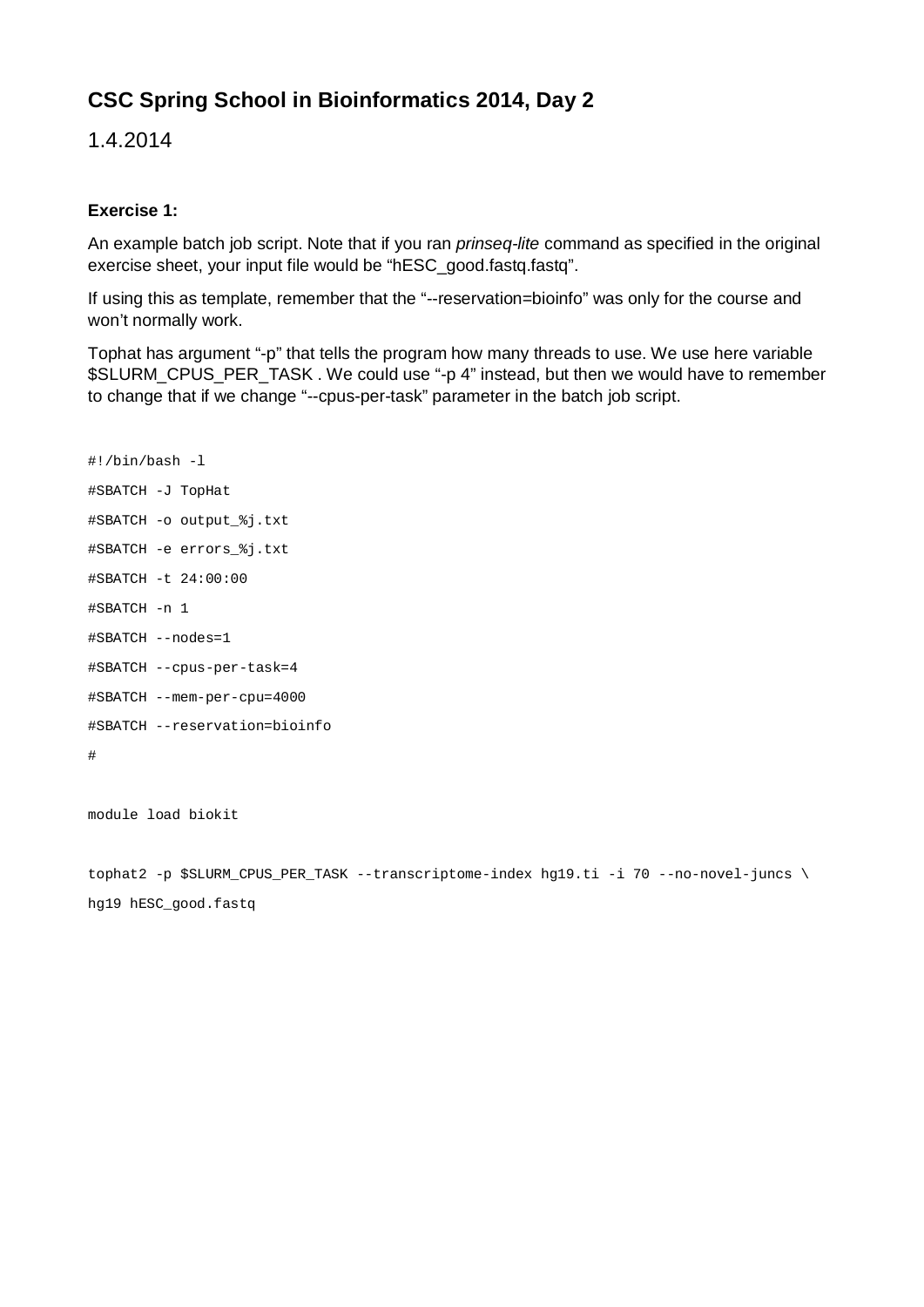# CSC Spring School in Bioinformatics 2014, Day 2

1.4.2014

**Exercise 1:**

An example batch job script. Note that if you ran *prinseq-lite* command as specified in the original exercise sheet, your input file would be "hESC_good.fastq.fastq".

If using this as template, remember that the "--reservation=bioinfo" was only for the course and won't normally work.

Tophat has argument "-p" that tells the program how many threads to use. We use here variable $SLURM_CPUS_PER_TASK . We could use "-p 4" instead, but then we would have to remember to change that if we change "--cpus-per-task" parameter in the batch job script.

```
#!/bin/bash -l
#SBATCH -J TopHat
#SBATCH -o output_%j.txt
#SBATCH -e errors_%j.txt
#SBATCH -t 24:00:00
#SBATCH -n 1
#SBATCH --nodes=1
#SBATCH --cpus-per-task=4
#SBATCH --mem-per-cpu=4000
#SBATCH --reservation=bioinfo
#

module load biokit

tophat2 -p $SLURM_CPUS_PER_TASK --transcriptome-index hg19.ti -i 70 --no-novel-juncs \
hg19 hESC_good.fastq
```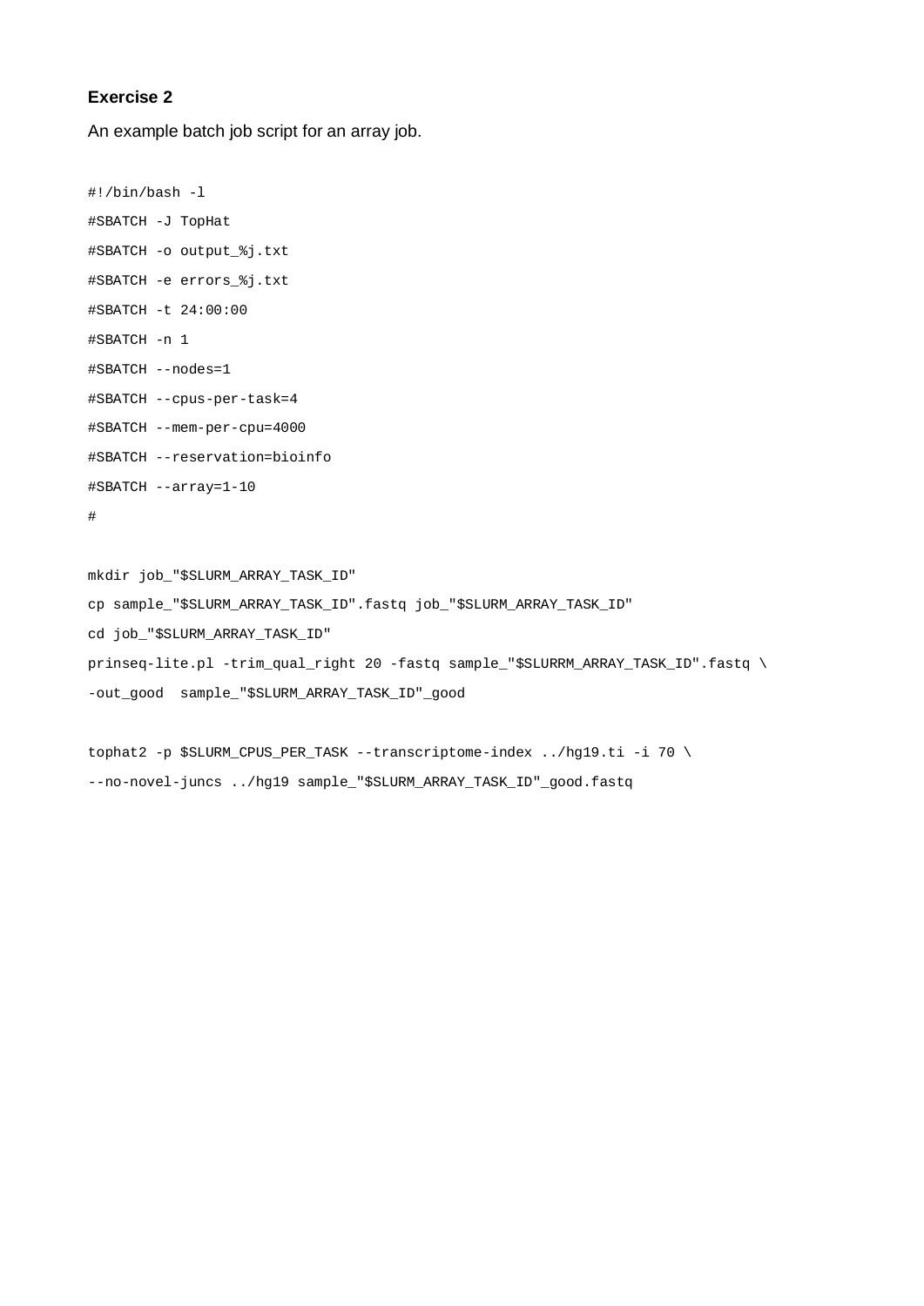**Exercise 2**

An example batch job script for an array job.

```
#!/bin/bash -l
#SBATCH -J TopHat
#SBATCH -o output_%j.txt
#SBATCH -e errors_%j.txt
#SBATCH -t 24:00:00
#SBATCH -n 1
#SBATCH --nodes=1
#SBATCH --cpus-per-task=4
#SBATCH --mem-per-cpu=4000
#SBATCH --reservation=bioinfo
#SBATCH --array=1-10
#

mkdir job_"$SLURM_ARRAY_TASK_ID"
cp sample_"$SLURM_ARRAY_TASK_ID".fastq job_"$SLURM_ARRAY_TASK_ID"
cd job_"$SLURM_ARRAY_TASK_ID"
prinseq-lite.pl -trim_qual_right 20 -fastq sample_"$SLURRM_ARRAY_TASK_ID".fastq \
-out_good  sample_"$SLURM_ARRAY_TASK_ID"_good

tophat2 -p $SLURM_CPUS_PER_TASK --transcriptome-index ../hg19.ti -i 70 \
--no-novel-juncs ../hg19 sample_"$SLURM_ARRAY_TASK_ID"_good.fastq
```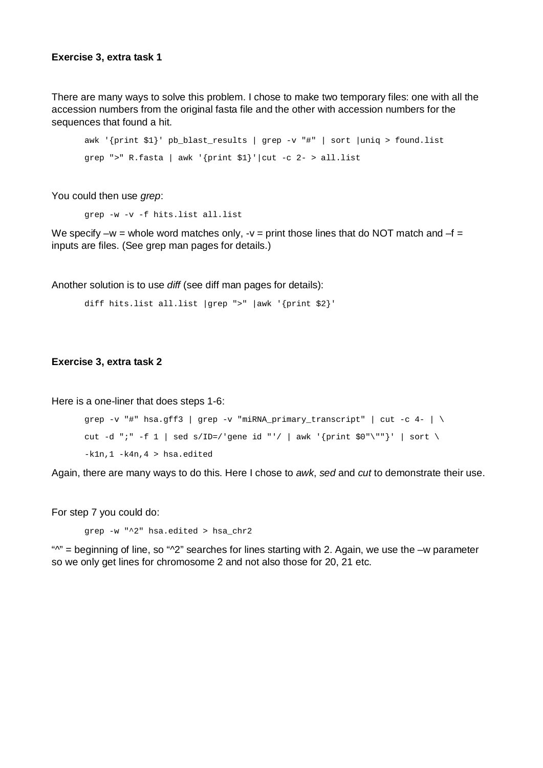**Exercise 3, extra task 1**

There are many ways to solve this problem. I chose to make two temporary files: one with all the accession numbers from the original fasta file and the other with accession numbers for the sequences that found a hit.

```
awk '{print $1}' pb_blast_results | grep -v "#" | sort |uniq > found.list
grep ">" R.fasta | awk '{print $1}'|cut -c 2- > all.list
```

You could then use *grep*:

```
grep -w -v -f hits.list all.list
```

We specify –w = whole word matches only, -v = print those lines that do NOT match and –f = inputs are files. (See grep man pages for details.)

Another solution is to use *diff* (see diff man pages for details):

```
diff hits.list all.list |grep ">" |awk '{print $2}'
```

**Exercise 3, extra task 2**

Here is a one-liner that does steps 1-6:

```
grep -v "#" hsa.gff3 | grep -v "miRNA_primary_transcript" | cut -c 4- | \
cut -d ";" -f 1 | sed s/ID=/'gene id "'/ | awk '{print $0"\""}' | sort \
-k1n,1 -k4n,4 > hsa.edited
```

Again, there are many ways to do this. Here I chose to *awk*, *sed* and *cut* to demonstrate their use.

For step 7 you could do:

```
grep -w "^2" hsa.edited > hsa_chr2
```

"^" = beginning of line, so "^2" searches for lines starting with 2. Again, we use the –w parameter so we only get lines for chromosome 2 and not also those for 20, 21 etc.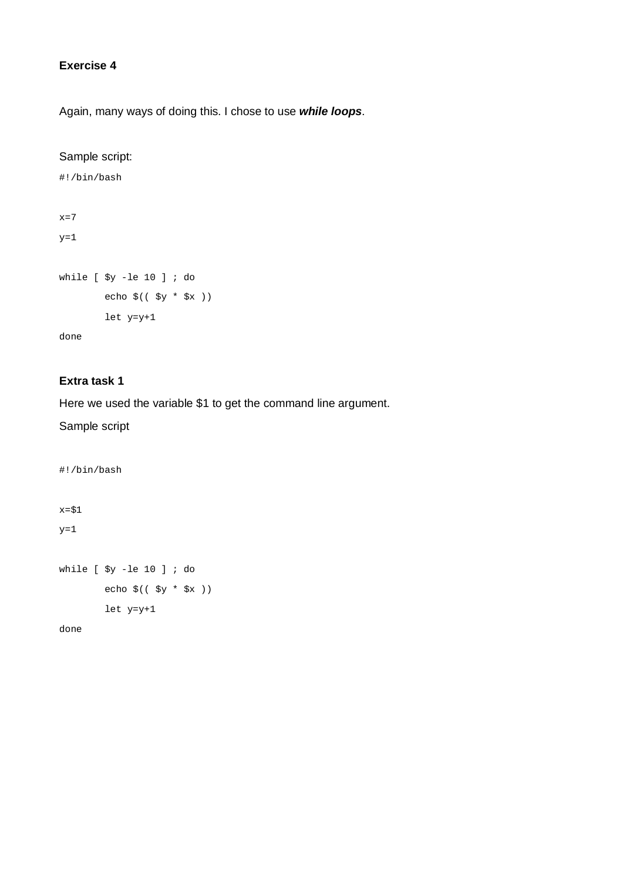**Exercise 4**

Again, many ways of doing this. I chose to use ***while loops***.

Sample script:

```
#!/bin/bash

x=7
y=1

while [ $y -le 10 ] ; do
        echo $(( $y * $x ))
        let y=y+1
done
```

**Extra task 1**

Here we used the variable $1 to get the command line argument.

Sample script

```
#!/bin/bash

x=$1
y=1

while [ $y -le 10 ] ; do
        echo $(( $y * $x ))
        let y=y+1
done
```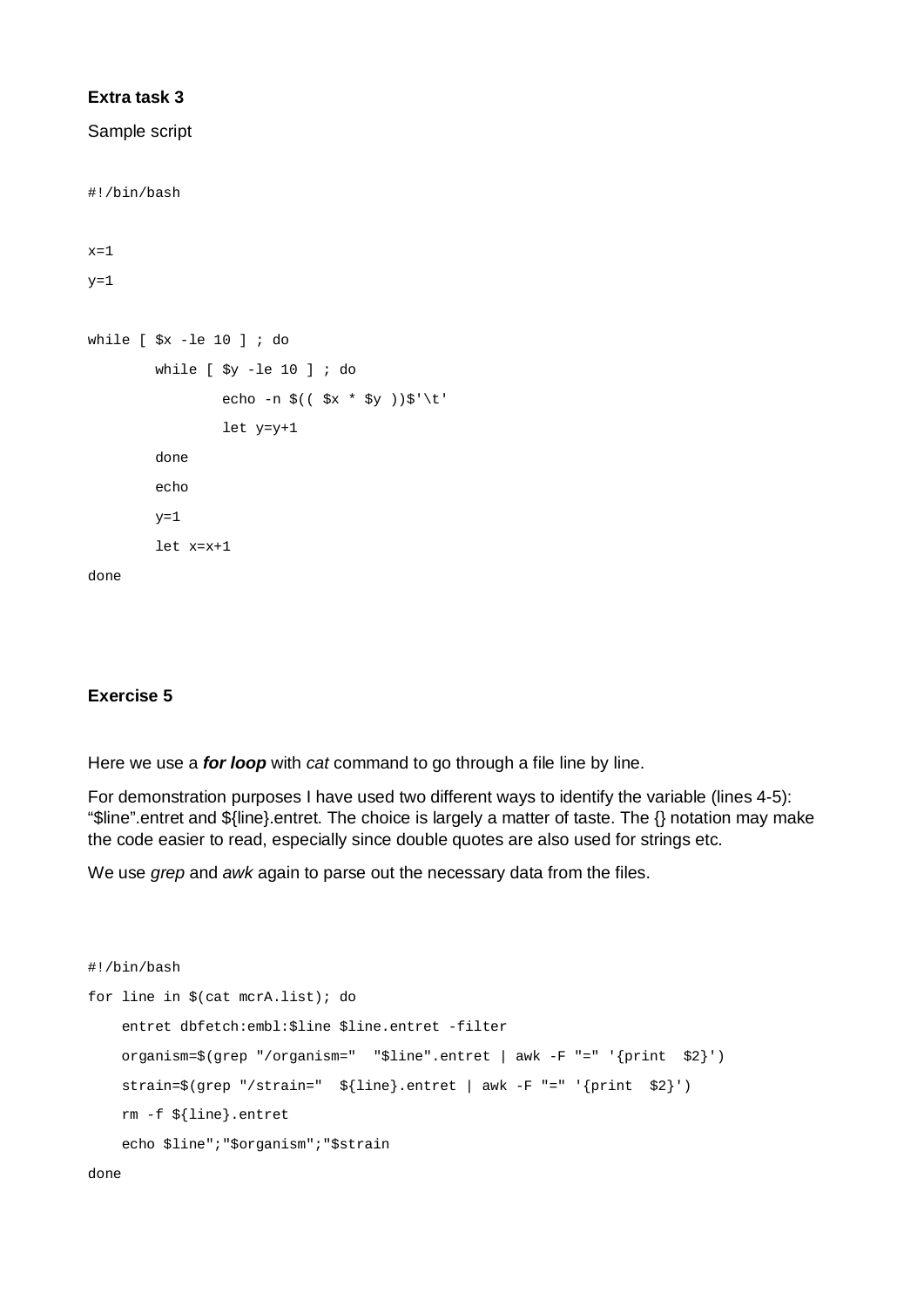**Extra task 3**

Sample script

```
#!/bin/bash

x=1
y=1

while [ $x -le 10 ] ; do
        while [ $y -le 10 ] ; do
                echo -n $(( $x * $y ))$'\t'
                let y=y+1
        done
        echo
        y=1
        let x=x+1
done
```

**Exercise 5**

Here we use a ***for loop*** with *cat* command to go through a file line by line.

For demonstration purposes I have used two different ways to identify the variable (lines 4-5): "$line".entret and ${line}.entret. The choice is largely a matter of taste. The {} notation may make the code easier to read, especially since double quotes are also used for strings etc.

We use *grep* and *awk* again to parse out the necessary data from the files.

```
#!/bin/bash
for line in $(cat mcrA.list); do
    entret dbfetch:embl:$line $line.entret -filter
    organism=$(grep "/organism="  "$line".entret | awk -F "=" '{print  $2}')
    strain=$(grep "/strain="  ${line}.entret | awk -F "=" '{print  $2}')
    rm -f ${line}.entret
    echo $line";"$organism";"$strain
done
```